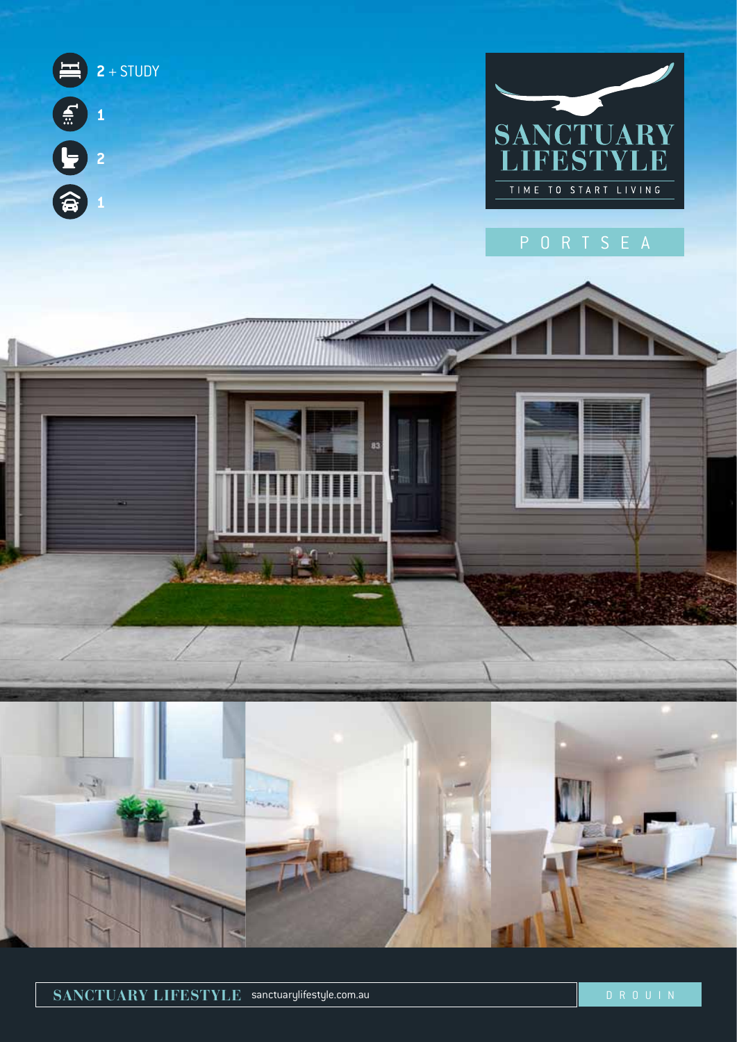2 + STUDY

1

2

1

# SANCTUARY LIFESTYLE

TIME TO START LIVING

## PORTSEA

SANCTUARY LIFESTYLE sanctuarylifestyle.com.au

DROUIN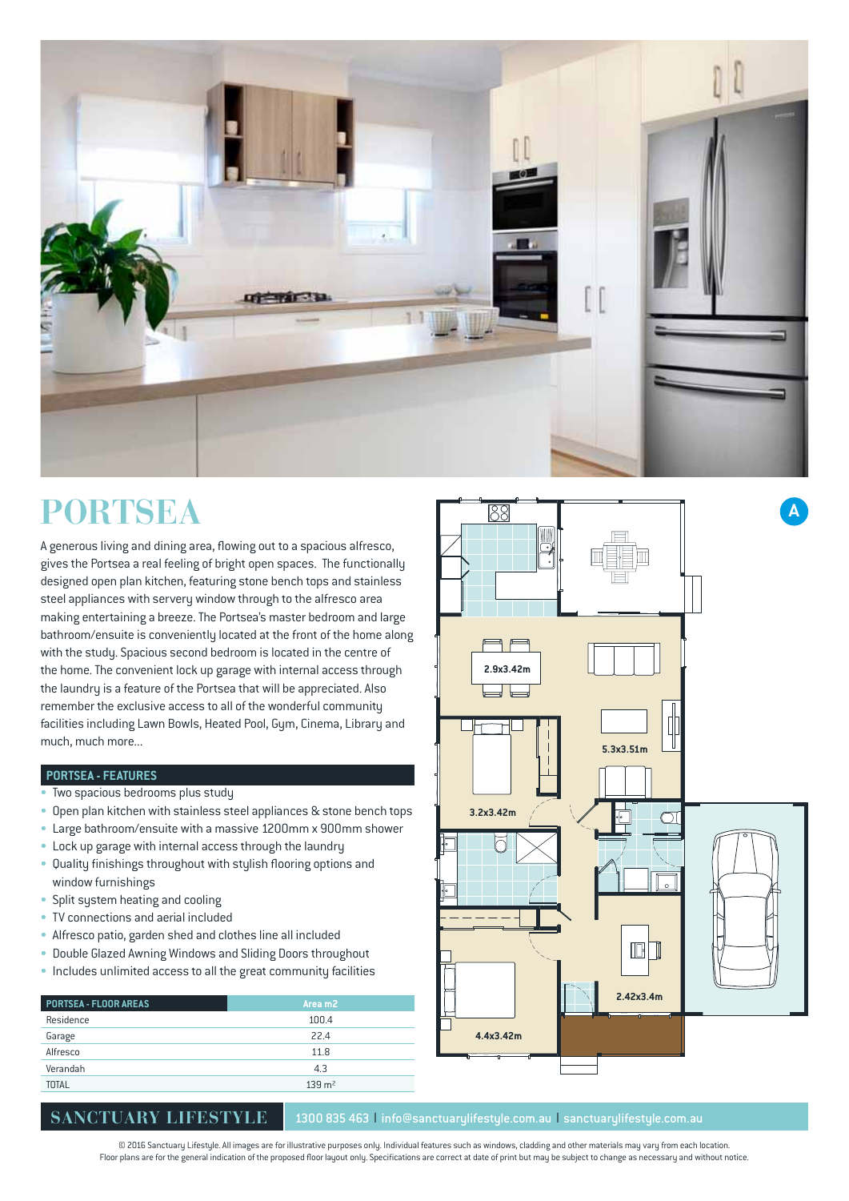# PORTSEA

A generous living and dining area, flowing out to a spacious alfresco, gives the Portsea a real feeling of bright open spaces. The functionally designed open plan kitchen, featuring stone bench tops and stainless steel appliances with servery window through to the alfresco area making entertaining a breeze. The Portsea's master bedroom and large bathroom/ensuite is conveniently located at the front of the home along with the study. Spacious second bedroom is located in the centre of the home. The convenient lock up garage with internal access through the laundry is a feature of the Portsea that will be appreciated. Also remember the exclusive access to all of the wonderful community facilities including Lawn Bowls, Heated Pool, Gym, Cinema, Library and much, much more...

## PORTSEA - FEATURES

- Two spacious bedrooms plus study
- Open plan kitchen with stainless steel appliances & stone bench tops
- Large bathroom/ensuite with a massive 1200mm x 900mm shower
- Lock up garage with internal access through the laundry
- Quality finishings throughout with stylish flooring options and window furnishings
- Split system heating and cooling
- TV connections and aerial included
- Alfresco patio, garden shed and clothes line all included
- Double Glazed Awning Windows and Sliding Doors throughout
- Includes unlimited access to all the great community facilities

| PORTSEA - FLOOR AREAS | Area m2 |
|---|---|
| Residence | 100.4 |
| Garage | 22.4 |
| Alfresco | 11.8 |
| Verandah | 4.3 |
| TOTAL | 139 m$^2$ |

A

2.9x3.42m

5.3x3.51m

3.2x3.42m

2.42x3.4m

4.4x3.42m

**SANCTUARY LIFESTYLE** 1300 835 463 | info@sanctuarylifestyle.com.au | sanctuarylifestyle.com.au

© 2016 Sanctuary Lifestyle. All images are for illustrative purposes only. Individual features such as windows, cladding and other materials may vary from each location. Floor plans are for the general indication of the proposed floor layout only. Specifications are correct at date of print but may be subject to change as necessary and without notice.